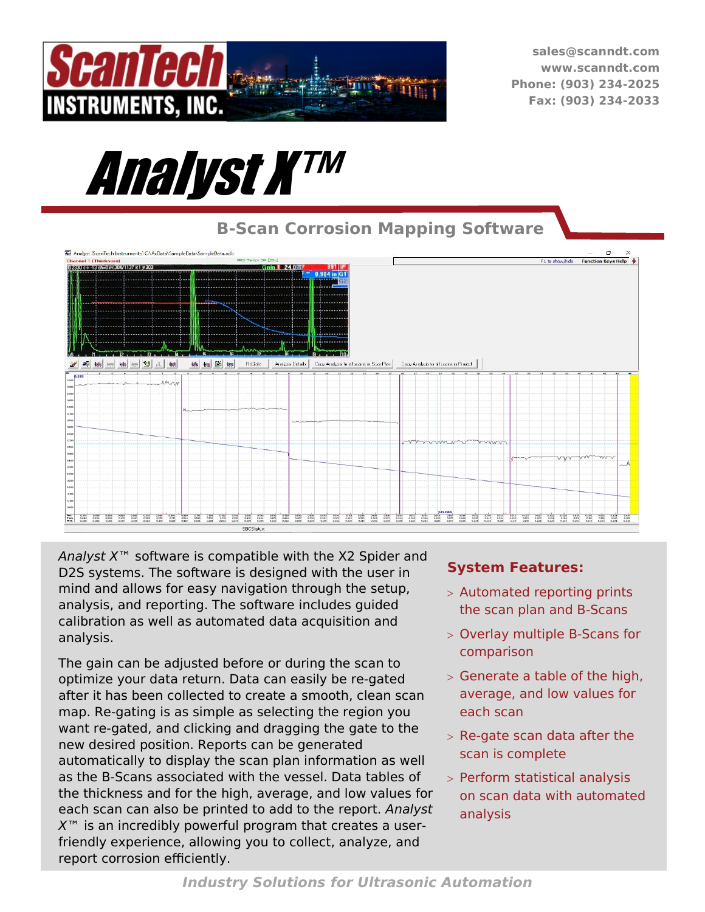ScanTech INSTRUMENTS, INC.

sales@scanndt.com
www.scanndt.com
Phone: (903) 234-2025
Fax: (903) 234-2033

# Analyst X™

## B-Scan Corrosion Mapping Software

*Analyst X*™ software is compatible with the X2 Spider and D2S systems. The software is designed with the user in mind and allows for easy navigation through the setup, analysis, and reporting. The software includes guided calibration as well as automated data acquisition and analysis.

The gain can be adjusted before or during the scan to optimize your data return. Data can easily be re-gated after it has been collected to create a smooth, clean scan map. Re-gating is as simple as selecting the region you want re-gated, and clicking and dragging the gate to the new desired position. Reports can be generated automatically to display the scan plan information as well as the B-Scans associated with the vessel. Data tables of the thickness and for the high, average, and low values for each scan can also be printed to add to the report. *Analyst X*™ is an incredibly powerful program that creates a user-friendly experience, allowing you to collect, analyze, and report corrosion efficiently.

### System Features:

- Automated reporting prints the scan plan and B-Scans
- Overlay multiple B-Scans for comparison
- Generate a table of the high, average, and low values for each scan
- Re-gate scan data after the scan is complete
- Perform statistical analysis on scan data with automated analysis

*Industry Solutions for Ultrasonic Automation*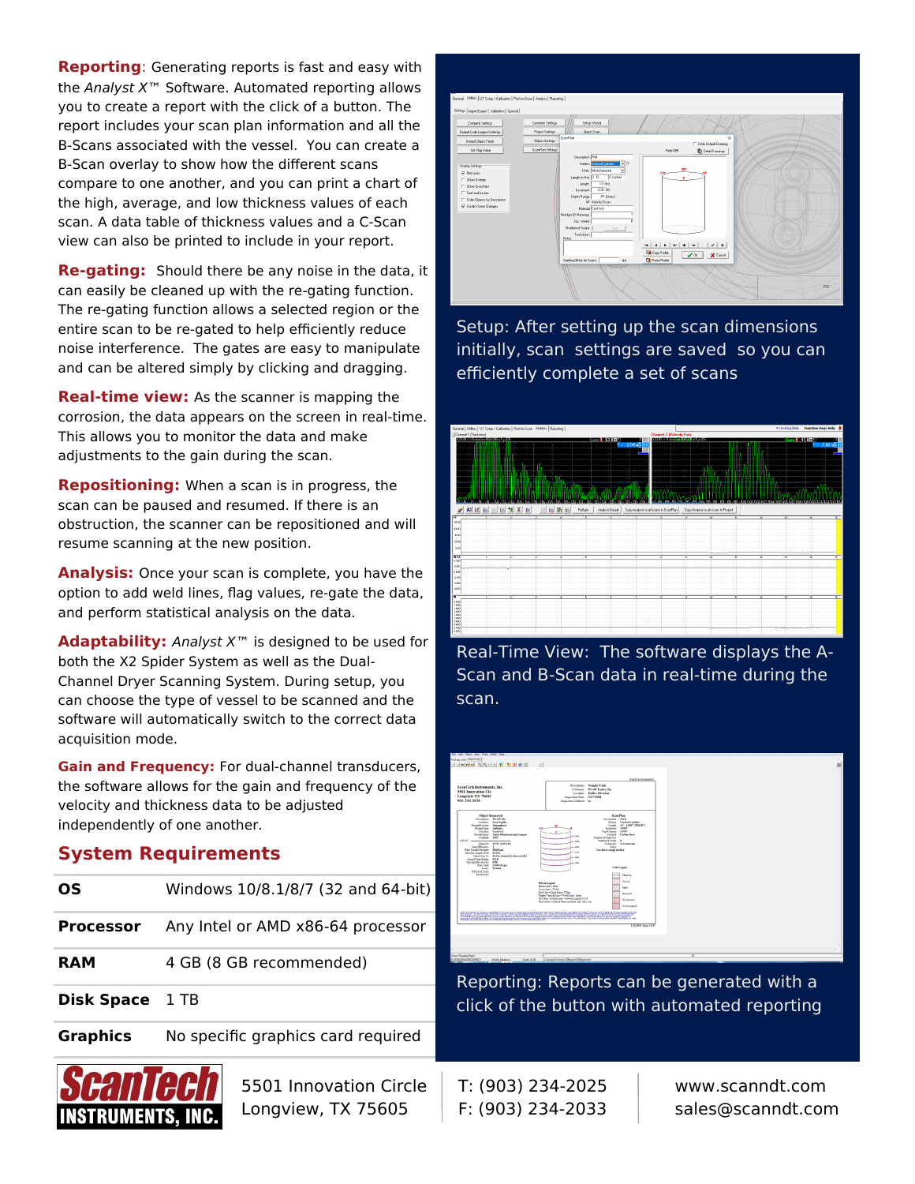**Reporting**: Generating reports is fast and easy with the *Analyst X*™ Software. Automated reporting allows you to create a report with the click of a button. The report includes your scan plan information and all the B-Scans associated with the vessel. You can create a B-Scan overlay to show how the different scans compare to one another, and you can print a chart of the high, average, and low thickness values of each scan. A data table of thickness values and a C-Scan view can also be printed to include in your report.

**Re-gating:** Should there be any noise in the data, it can easily be cleaned up with the re-gating function. The re-gating function allows a selected region or the entire scan to be re-gated to help efficiently reduce noise interference. The gates are easy to manipulate and can be altered simply by clicking and dragging.

**Real-time view:** As the scanner is mapping the corrosion, the data appears on the screen in real-time. This allows you to monitor the data and make adjustments to the gain during the scan.

**Repositioning:** When a scan is in progress, the scan can be paused and resumed. If there is an obstruction, the scanner can be repositioned and will resume scanning at the new position.

**Analysis:** Once your scan is complete, you have the option to add weld lines, flag values, re-gate the data, and perform statistical analysis on the data.

**Adaptability:** *Analyst X*™ is designed to be used for both the X2 Spider System as well as the Dual-Channel Dryer Scanning System. During setup, you can choose the type of vessel to be scanned and the software will automatically switch to the correct data acquisition mode.

**Gain and Frequency:** For dual-channel transducers, the software allows for the gain and frequency of the velocity and thickness data to be adjusted independently of one another.

## System Requirements

| | |
|---|---|
| **OS** | Windows 10/8.1/8/7 (32 and 64-bit) |
| **Processor** | Any Intel or AMD x86-64 processor |
| **RAM** | 4 GB (8 GB recommended) |
| **Disk Space** | 1 TB |
| **Graphics** | No specific graphics card required |

Setup: After setting up the scan dimensions initially, scan settings are saved so you can efficiently complete a set of scans

Real-Time View: The software displays the A-Scan and B-Scan data in real-time during the scan.

Reporting: Reports can be generated with a click of the button with automated reporting

ScanTech INSTRUMENTS, INC.

5501 Innovation Circle
Longview, TX 75605

T: (903) 234-2025
F: (903) 234-2033

www.scanndt.com
sales@scanndt.com